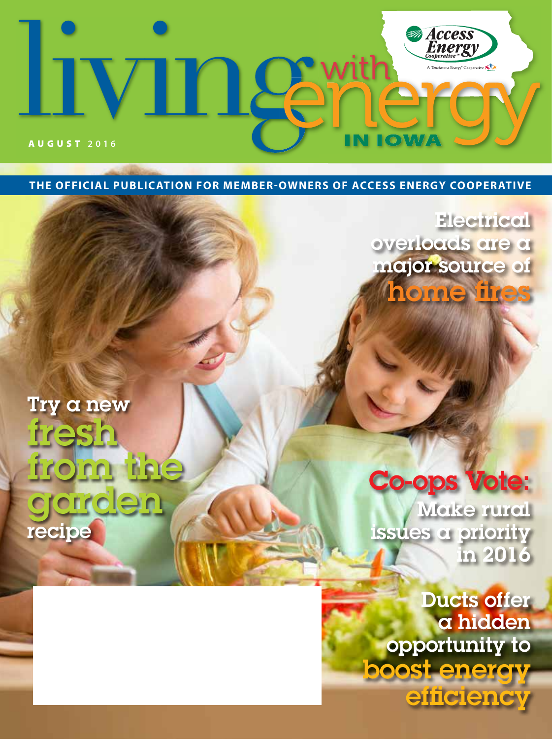# living with energy IN IOWA

Access Energy Cooperative

A Touchstone Energy® Cooperative

AUGUST 2016

**THE OFFICIAL PUBLICATION FOR MEMBER-OWNERS OF ACCESS ENERGY COOPERATIVE**

## Electrical overloads are a major source of home fires

## Try a new fresh from the garden recipe

## Co-ops Vote: Make rural issues a priority in 2016

## Ducts offer a hidden opportunity to boost energy efficiency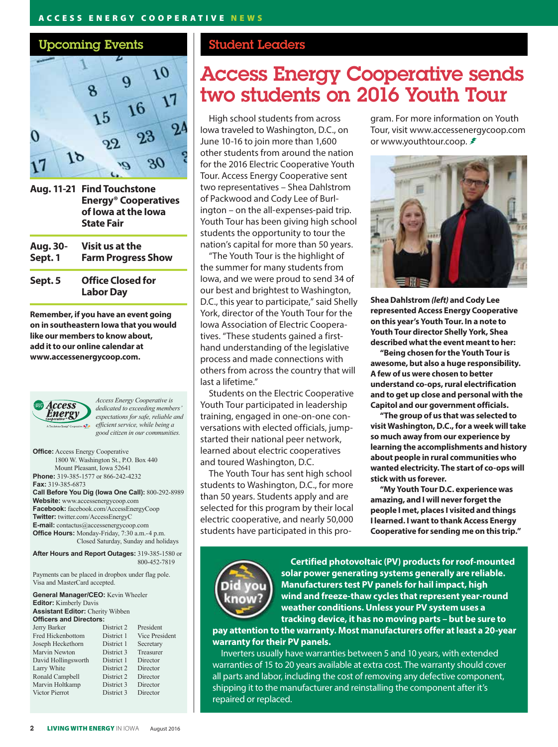## Upcoming Events

| | |
|---|---|
| **Aug. 11-21** | **Find Touchstone Energy® Cooperatives of Iowa at the Iowa State Fair** |
| **Aug. 30-Sept. 1** | **Visit us at the Farm Progress Show** |
| **Sept. 5** | **Office Closed for Labor Day** |

**Remember, if you have an event going on in southeastern Iowa that you would like our members to know about, add it to our online calendar at www.accessenergycoop.com.**

*Access Energy Cooperative is dedicated to exceeding members' expectations for safe, reliable and efficient service, while being a good citizen in our communities.*

**Office:** Access Energy Cooperative
1800 W. Washington St., P.O. Box 440
Mount Pleasant, Iowa 52641
**Phone:** 319-385-1577 or 866-242-4232
**Fax:** 319-385-6873
**Call Before You Dig (Iowa One Call):** 800-292-8989
**Website:** www.accessenergycoop.com
**Facebook:** facebook.com/AccessEnergyCoop
**Twitter:** twitter.com/AccessEnergyC
**E-mail:** contactus@accessenergycoop.com
**Office Hours:** Monday-Friday, 7:30 a.m.-4 p.m.
Closed Saturday, Sunday and holidays

**After Hours and Report Outages:** 319-385-1580 or 800-452-7819

Payments can be placed in dropbox under flag pole. Visa and MasterCard accepted.

**General Manager/CEO:** Kevin Wheeler
**Editor:** Kimberly Davis
**Assistant Editor:** Cherity Wibben
**Officers and Directors:**

| | | |
|---|---|---|
| Jerry Barker | District 2 | President |
| Fred Hickenbottom | District 1 | Vice President |
| Joseph Heckethorn | District 1 | Secretary |
| Marvin Newton | District 3 | Treasurer |
| David Hollingsworth | District 1 | Director |
| Larry White | District 2 | Director |
| Ronald Campbell | District 2 | Director |
| Marvin Holtkamp | District 3 | Director |
| Victor Pierrot | District 3 | Director |

## Student Leaders

# Access Energy Cooperative sends two students on 2016 Youth Tour

High school students from across Iowa traveled to Washington, D.C., on June 10-16 to join more than 1,600 other students from around the nation for the 2016 Electric Cooperative Youth Tour. Access Energy Cooperative sent two representatives – Shea Dahlstrom of Packwood and Cody Lee of Burlington – on the all-expenses-paid trip. Youth Tour has been giving high school students the opportunity to tour the nation's capital for more than 50 years.

"The Youth Tour is the highlight of the summer for many students from Iowa, and we were proud to send 34 of our best and brightest to Washington, D.C., this year to participate," said Shelly York, director of the Youth Tour for the Iowa Association of Electric Cooperatives. "These students gained a first-hand understanding of the legislative process and made connections with others from across the country that will last a lifetime."

Students on the Electric Cooperative Youth Tour participated in leadership training, engaged in one-on-one conversations with elected officials, jump-started their national peer network, learned about electric cooperatives and toured Washington, D.C.

The Youth Tour has sent high school students to Washington, D.C., for more than 50 years. Students apply and are selected for this program by their local electric cooperative, and nearly 50,000 students have participated in this program. For more information on Youth Tour, visit www.accessenergycoop.com or www.youthtour.coop.

**Shea Dahlstrom *(left)* and Cody Lee represented Access Energy Cooperative on this year's Youth Tour. In a note to Youth Tour director Shelly York, Shea described what the event meant to her:**

**"Being chosen for the Youth Tour is awesome, but also a huge responsibility. A few of us were chosen to better understand co-ops, rural electrification and to get up close and personal with the Capitol and our government officials.**

**"The group of us that was selected to visit Washington, D.C., for a week will take so much away from our experience by learning the accomplishments and history about people in rural communities who wanted electricity. The start of co-ops will stick with us forever.**

**"My Youth Tour D.C. experience was amazing, and I will never forget the people I met, places I visited and things I learned. I want to thank Access Energy Cooperative for sending me on this trip."**

**Did you know?**

**Certified photovoltaic (PV) products for roof-mounted solar power generating systems generally are reliable. Manufacturers test PV panels for hail impact, high wind and freeze-thaw cycles that represent year-round weather conditions. Unless your PV system uses a tracking device, it has no moving parts – but be sure to pay attention to the warranty. Most manufacturers offer at least a 20-year warranty for their PV panels.**

Inverters usually have warranties between 5 and 10 years, with extended warranties of 15 to 20 years available at extra cost. The warranty should cover all parts and labor, including the cost of removing any defective component, shipping it to the manufacturer and reinstalling the component after it's repaired or replaced.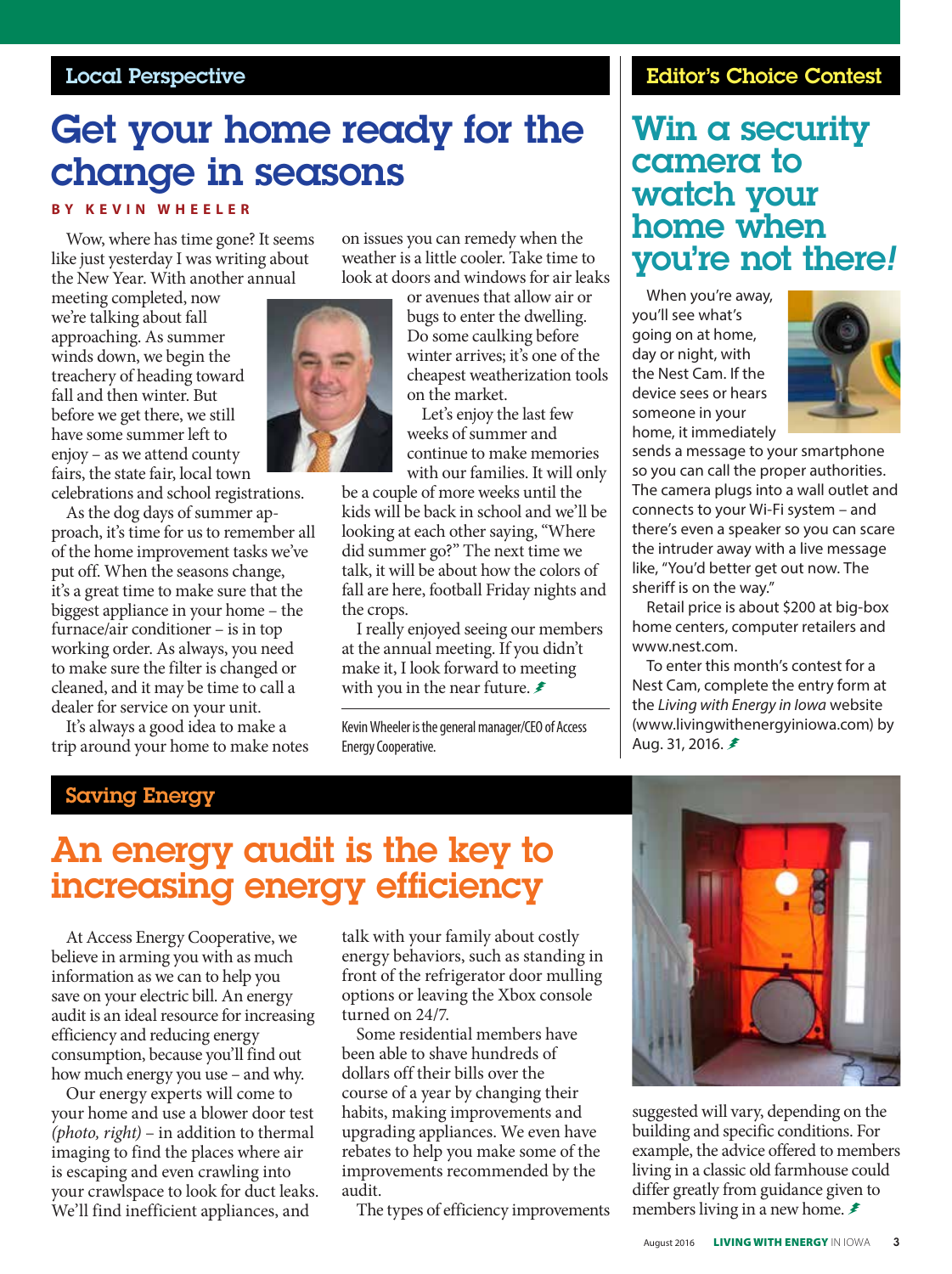## Local Perspective

# Get your home ready for the change in seasons

**BY KEVIN WHEELER**

Wow, where has time gone? It seems like just yesterday I was writing about the New Year. With another annual meeting completed, now we're talking about fall approaching. As summer winds down, we begin the treachery of heading toward fall and then winter. But before we get there, we still have some summer left to enjoy – as we attend county fairs, the state fair, local town celebrations and school registrations.

As the dog days of summer approach, it's time for us to remember all of the home improvement tasks we've put off. When the seasons change, it's a great time to make sure that the biggest appliance in your home – the furnace/air conditioner – is in top working order. As always, you need to make sure the filter is changed or cleaned, and it may be time to call a dealer for service on your unit.

It's always a good idea to make a trip around your home to make notes on issues you can remedy when the weather is a little cooler. Take time to look at doors and windows for air leaks or avenues that allow air or bugs to enter the dwelling. Do some caulking before winter arrives; it's one of the cheapest weatherization tools on the market.

Let's enjoy the last few weeks of summer and continue to make memories with our families. It will only be a couple of more weeks until the kids will be back in school and we'll be looking at each other saying, "Where did summer go?" The next time we talk, it will be about how the colors of fall are here, football Friday nights and the crops.

I really enjoyed seeing our members at the annual meeting. If you didn't make it, I look forward to meeting with you in the near future.

Kevin Wheeler is the general manager/CEO of Access Energy Cooperative.

## Editor's Choice Contest

# Win a security camera to watch your home when you're not there!

When you're away, you'll see what's going on at home, day or night, with the Nest Cam. If the device sees or hears someone in your home, it immediately sends a message to your smartphone so you can call the proper authorities. The camera plugs into a wall outlet and connects to your Wi-Fi system – and there's even a speaker so you can scare the intruder away with a live message like, "You'd better get out now. The sheriff is on the way."

Retail price is about $200 at big-box home centers, computer retailers and www.nest.com.

To enter this month's contest for a Nest Cam, complete the entry form at the *Living with Energy in Iowa* website (www.livingwithenergyiniowa.com) by Aug. 31, 2016.

## Saving Energy

# An energy audit is the key to increasing energy efficiency

At Access Energy Cooperative, we believe in arming you with as much information as we can to help you save on your electric bill. An energy audit is an ideal resource for increasing efficiency and reducing energy consumption, because you'll find out how much energy you use – and why.

Our energy experts will come to your home and use a blower door test *(photo, right)* – in addition to thermal imaging to find the places where air is escaping and even crawling into your crawlspace to look for duct leaks. We'll find inefficient appliances, and talk with your family about costly energy behaviors, such as standing in front of the refrigerator door mulling options or leaving the Xbox console turned on 24/7.

Some residential members have been able to shave hundreds of dollars off their bills over the course of a year by changing their habits, making improvements and upgrading appliances. We even have rebates to help you make some of the improvements recommended by the audit.

The types of efficiency improvements suggested will vary, depending on the building and specific conditions. For example, the advice offered to members living in a classic old farmhouse could differ greatly from guidance given to members living in a new home.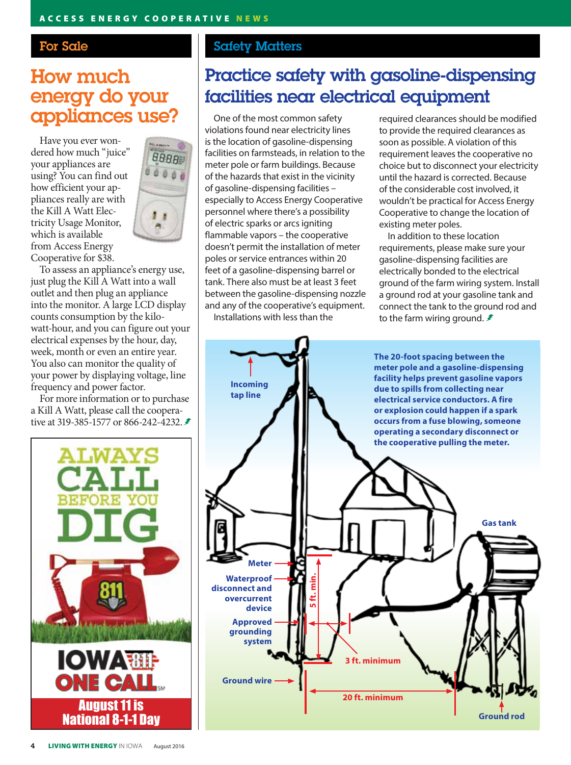## For Sale

# How much energy do your appliances use?

Have you ever wondered how much "juice" your appliances are using? You can find out how efficient your appliances really are with the Kill A Watt Electricity Usage Monitor, which is available from Access Energy Cooperative for $38.

To assess an appliance's energy use, just plug the Kill A Watt into a wall outlet and then plug an appliance into the monitor. A large LCD display counts consumption by the kilowatt-hour, and you can figure out your electrical expenses by the hour, day, week, month or even an entire year. You also can monitor the quality of your power by displaying voltage, line frequency and power factor.

For more information or to purchase a Kill A Watt, please call the cooperative at 319-385-1577 or 866-242-4232.

**ALWAYS CALL BEFORE YOU DIG**

**811**

**IOWA 811 ONE CALL**

**August 11 is National 8-1-1 Day**

## Safety Matters

# Practice safety with gasoline-dispensing facilities near electrical equipment

One of the most common safety violations found near electricity lines is the location of gasoline-dispensing facilities on farmsteads, in relation to the meter pole or farm buildings. Because of the hazards that exist in the vicinity of gasoline-dispensing facilities – especially to Access Energy Cooperative personnel where there's a possibility of electric sparks or arcs igniting flammable vapors – the cooperative doesn't permit the installation of meter poles or service entrances within 20 feet of a gasoline-dispensing barrel or tank. There also must be at least 3 feet between the gasoline-dispensing nozzle and any of the cooperative's equipment.

Installations with less than the required clearances should be modified to provide the required clearances as soon as possible. A violation of this requirement leaves the cooperative no choice but to disconnect your electricity until the hazard is corrected. Because of the considerable cost involved, it wouldn't be practical for Access Energy Cooperative to change the location of existing meter poles.

In addition to these location requirements, please make sure your gasoline-dispensing facilities are electrically bonded to the electrical ground of the farm wiring system. Install a ground rod at your gasoline tank and connect the tank to the ground rod and to the farm wiring ground.

**The 20-foot spacing between the meter pole and a gasoline-dispensing facility helps prevent gasoline vapors due to spills from collecting near electrical service conductors. A fire or explosion could happen if a spark occurs from a fuse blowing, someone operating a secondary disconnect or the cooperative pulling the meter.**

Diagram labels: Incoming tap line; Meter; Waterproof disconnect and overcurrent device; Approved grounding system; Ground wire; 5 ft. min.; 3 ft. minimum; 20 ft. minimum; Gas tank; Ground rod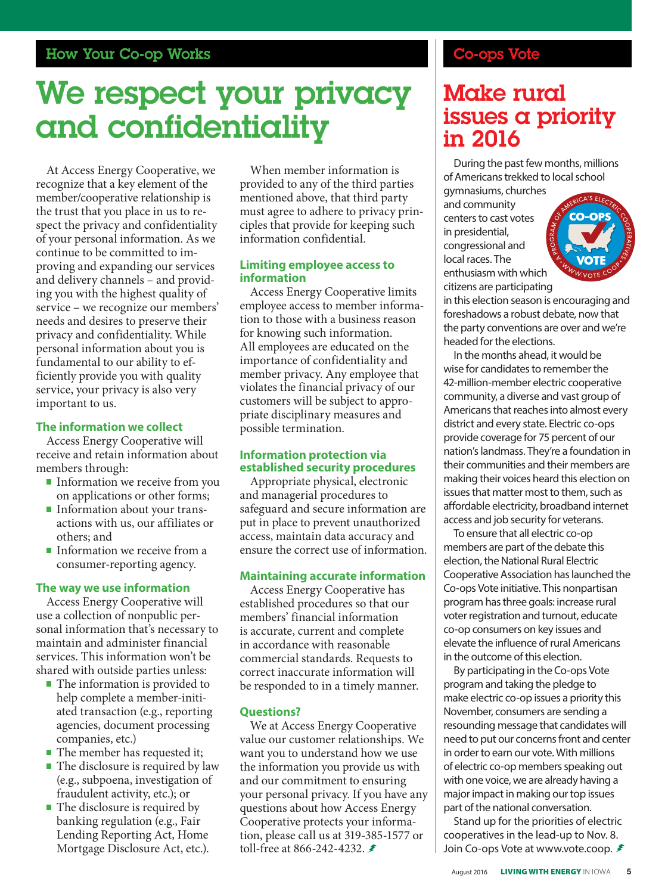## How Your Co-op Works

# We respect your privacy and confidentiality

At Access Energy Cooperative, we recognize that a key element of the member/cooperative relationship is the trust that you place in us to respect the privacy and confidentiality of your personal information. As we continue to be committed to improving and expanding our services and delivery channels – and providing you with the highest quality of service – we recognize our members' needs and desires to preserve their privacy and confidentiality. While personal information about you is fundamental to our ability to efficiently provide you with quality service, your privacy is also very important to us.

### The information we collect

Access Energy Cooperative will receive and retain information about members through:

- Information we receive from you on applications or other forms;
- Information about your transactions with us, our affiliates or others; and
- Information we receive from a consumer-reporting agency.

### The way we use information

Access Energy Cooperative will use a collection of nonpublic personal information that's necessary to maintain and administer financial services. This information won't be shared with outside parties unless:

- The information is provided to help complete a member-initiated transaction (e.g., reporting agencies, document processing companies, etc.)
- The member has requested it;
- The disclosure is required by law (e.g., subpoena, investigation of fraudulent activity, etc.); or
- The disclosure is required by banking regulation (e.g., Fair Lending Reporting Act, Home Mortgage Disclosure Act, etc.).

When member information is provided to any of the third parties mentioned above, that third party must agree to adhere to privacy principles that provide for keeping such information confidential.

### Limiting employee access to information

Access Energy Cooperative limits employee access to member information to those with a business reason for knowing such information. All employees are educated on the importance of confidentiality and member privacy. Any employee that violates the financial privacy of our customers will be subject to appropriate disciplinary measures and possible termination.

### Information protection via established security procedures

Appropriate physical, electronic and managerial procedures to safeguard and secure information are put in place to prevent unauthorized access, maintain data accuracy and ensure the correct use of information.

### Maintaining accurate information

Access Energy Cooperative has established procedures so that our members' financial information is accurate, current and complete in accordance with reasonable commercial standards. Requests to correct inaccurate information will be responded to in a timely manner.

### Questions?

We at Access Energy Cooperative value our customer relationships. We want you to understand how we use the information you provide us with and our commitment to ensuring your personal privacy. If you have any questions about how Access Energy Cooperative protects your information, please call us at 319-385-1577 or toll-free at 866-242-4232.

## Co-ops Vote

# Make rural issues a priority in 2016

During the past few months, millions of Americans trekked to local school gymnasiums, churches and community centers to cast votes in presidential, congressional and local races. The enthusiasm with which citizens are participating in this election season is encouraging and foreshadows a robust debate, now that the party conventions are over and we're headed for the elections.

In the months ahead, it would be wise for candidates to remember the 42-million-member electric cooperative community, a diverse and vast group of Americans that reaches into almost every district and every state. Electric co-ops provide coverage for 75 percent of our nation's landmass. They're a foundation in their communities and their members are making their voices heard this election on issues that matter most to them, such as affordable electricity, broadband internet access and job security for veterans.

To ensure that all electric co-op members are part of the debate this election, the National Rural Electric Cooperative Association has launched the Co-ops Vote initiative. This nonpartisan program has three goals: increase rural voter registration and turnout, educate co-op consumers on key issues and elevate the influence of rural Americans in the outcome of this election.

By participating in the Co-ops Vote program and taking the pledge to make electric co-op issues a priority this November, consumers are sending a resounding message that candidates will need to put our concerns front and center in order to earn our vote. With millions of electric co-op members speaking out with one voice, we are already having a major impact in making our top issues part of the national conversation.

Stand up for the priorities of electric cooperatives in the lead-up to Nov. 8. Join Co-ops Vote at www.vote.coop.